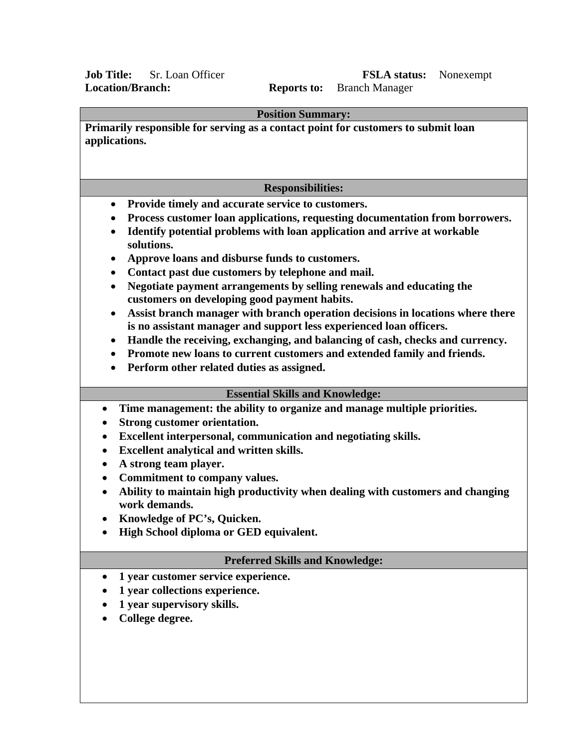**Job Title:** Sr. Loan Officer **FSLA status:** Nonexempt
**Location/Branch:** **Reports to:** Branch Manager

## Position Summary:

**Primarily responsible for serving as a contact point for customers to submit loan applications.**

## Responsibilities:

- **Provide timely and accurate service to customers.**
- **Process customer loan applications, requesting documentation from borrowers.**
- **Identify potential problems with loan application and arrive at workable solutions.**
- **Approve loans and disburse funds to customers.**
- **Contact past due customers by telephone and mail.**
- **Negotiate payment arrangements by selling renewals and educating the customers on developing good payment habits.**
- **Assist branch manager with branch operation decisions in locations where there is no assistant manager and support less experienced loan officers.**
- **Handle the receiving, exchanging, and balancing of cash, checks and currency.**
- **Promote new loans to current customers and extended family and friends.**
- **Perform other related duties as assigned.**

## Essential Skills and Knowledge:

- **Time management: the ability to organize and manage multiple priorities.**
- **Strong customer orientation.**
- **Excellent interpersonal, communication and negotiating skills.**
- **Excellent analytical and written skills.**
- **A strong team player.**
- **Commitment to company values.**
- **Ability to maintain high productivity when dealing with customers and changing work demands.**
- **Knowledge of PC's, Quicken.**
- **High School diploma or GED equivalent.**

## Preferred Skills and Knowledge:

- **1 year customer service experience.**
- **1 year collections experience.**
- **1 year supervisory skills.**
- **College degree.**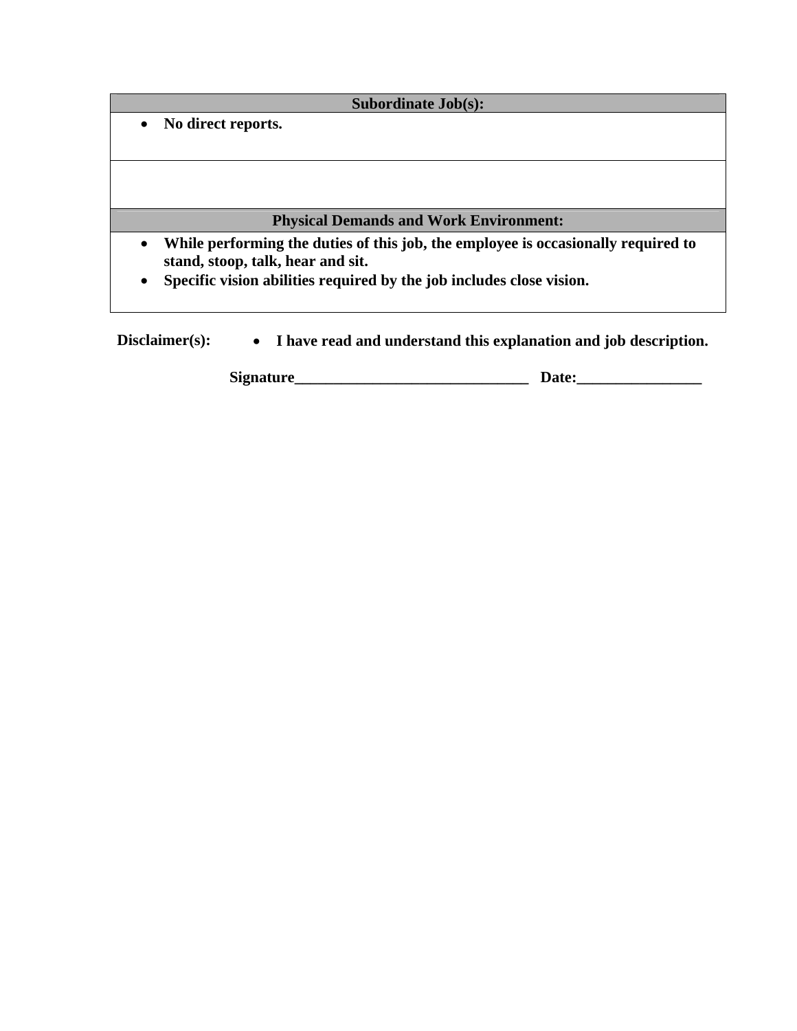| Subordinate Job(s): |
| --- |
| • **No direct reports.** |
| |
| **Physical Demands and Work Environment:** |
| • **While performing the duties of this job, the employee is occasionally required to stand, stoop, talk, hear and sit.** <br> • **Specific vision abilities required by the job includes close vision.** |

**Disclaimer(s):**

- **I have read and understand this explanation and job description.**

**Signature______________________________ Date:________________**